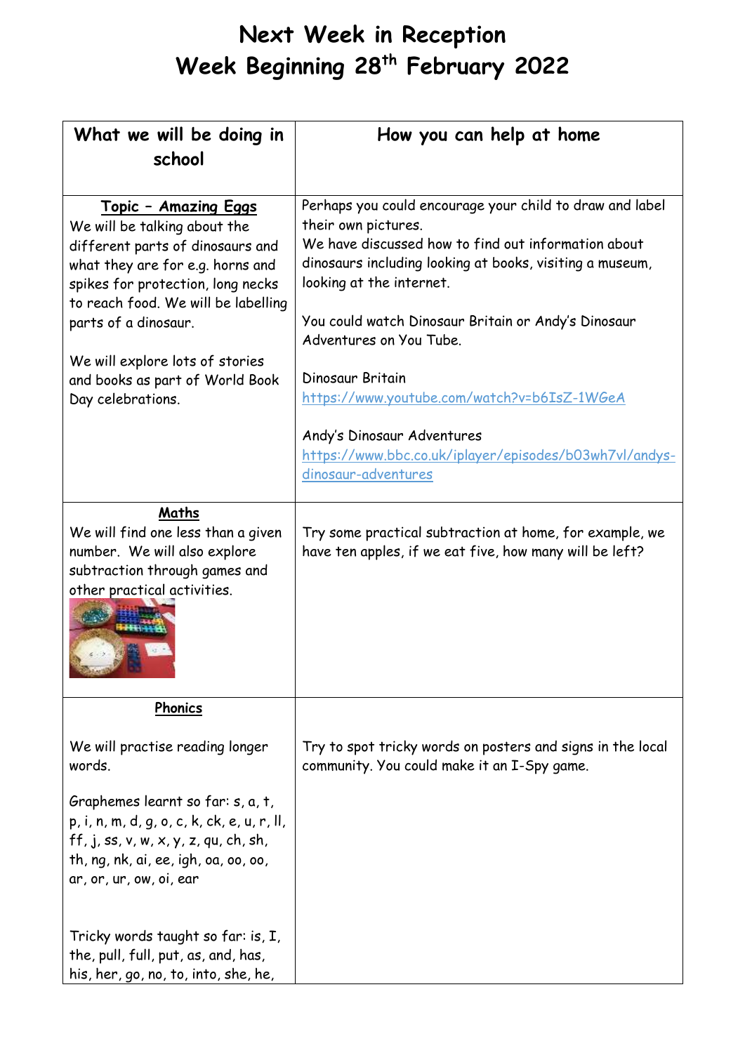# Next Week in Reception
# Week Beginning 28th February 2022

| What we will be doing in school | How you can help at home |
|---|---|
| **Topic – Amazing Eggs**<br>We will be talking about the different parts of dinosaurs and what they are for e.g. horns and spikes for protection, long necks to reach food. We will be labelling parts of a dinosaur.<br><br>We will explore lots of stories and books as part of World Book Day celebrations. | Perhaps you could encourage your child to draw and label their own pictures.<br>We have discussed how to find out information about dinosaurs including looking at books, visiting a museum, looking at the internet.<br><br>You could watch Dinosaur Britain or Andy's Dinosaur Adventures on You Tube.<br><br>Dinosaur Britain<br>https://www.youtube.com/watch?v=b6IsZ-1WGeA<br><br>Andy's Dinosaur Adventures<br>https://www.bbc.co.uk/iplayer/episodes/b03wh7vl/andys-dinosaur-adventures |
| **Maths**<br>We will find one less than a given number. We will also explore subtraction through games and other practical activities. | Try some practical subtraction at home, for example, we have ten apples, if we eat five, how many will be left? |
| **Phonics**<br><br>We will practise reading longer words.<br><br>Graphemes learnt so far: s, a, t, p, i, n, m, d, g, o, c, k, ck, e, u, r, ll, ff, j, ss, v, w, x, y, z, qu, ch, sh, th, ng, nk, ai, ee, igh, oa, oo, oo, ar, or, ur, ow, oi, ear<br><br>Tricky words taught so far: is, I, the, pull, full, put, as, and, has, his, her, go, no, to, into, she, he, | Try to spot tricky words on posters and signs in the local community. You could make it an I-Spy game. |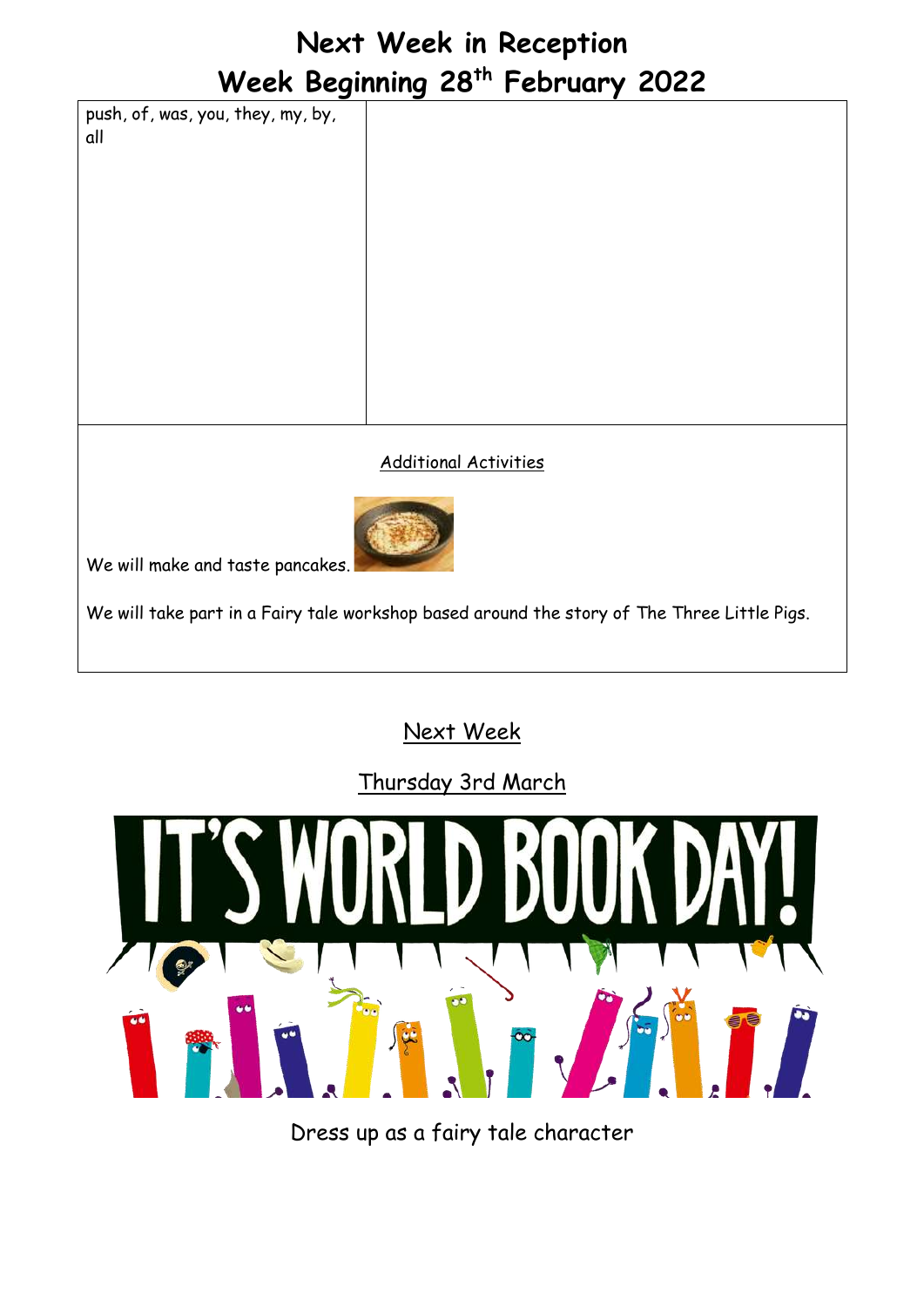# Next Week in Reception
# Week Beginning 28th February 2022

| push, of, was, you, they, my, by, all | |
|---|---|

<u>Additional Activities</u>

We will make and taste pancakes.

We will take part in a Fairy tale workshop based around the story of The Three Little Pigs.

<u>Next Week</u>

<u>Thursday 3rd March</u>

IT'S WORLD BOOK DAY!

Dress up as a fairy tale character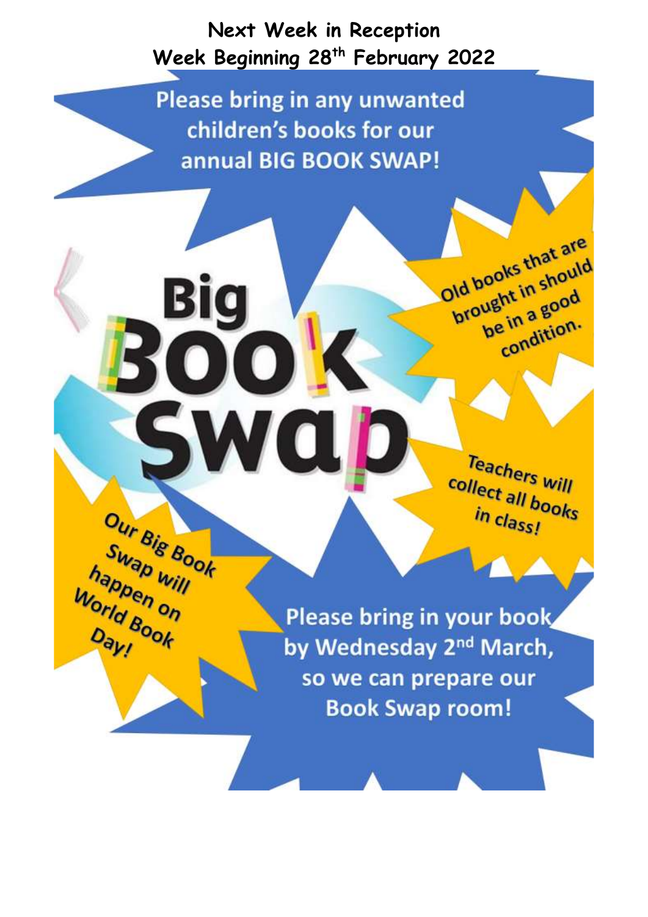# Next Week in Reception
## Week Beginning 28th February 2022

Please bring in any unwanted children's books for our annual BIG BOOK SWAP!

**Big Book Swap**

Old books that are brought in should be in a good condition.

Teachers will collect all books in class!

Our Big Book Swap will happen on World Book Day!

Please bring in your book by Wednesday 2nd March, so we can prepare our Book Swap room!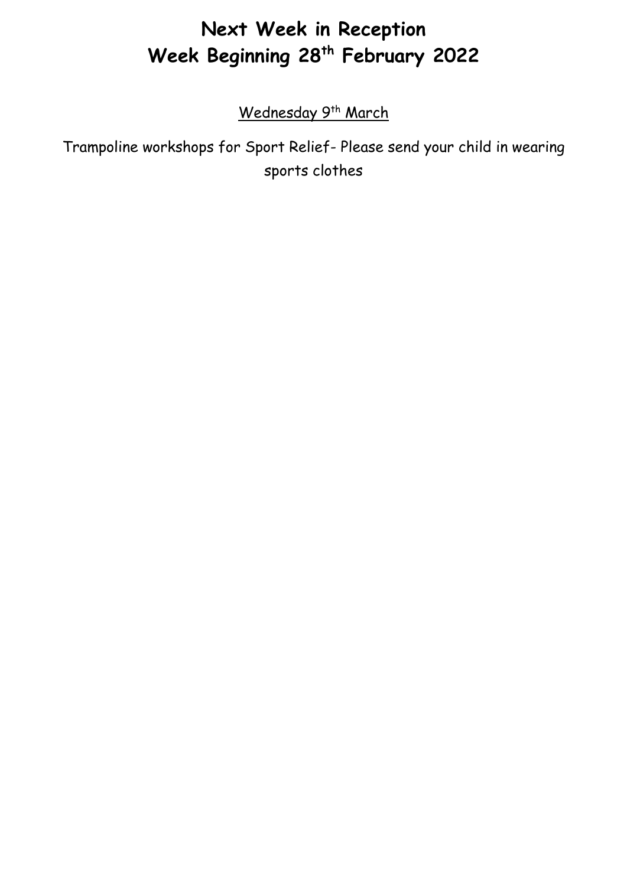# Next Week in Reception
# Week Beginning 28th February 2022

Wednesday 9th March

Trampoline workshops for Sport Relief- Please send your child in wearing sports clothes